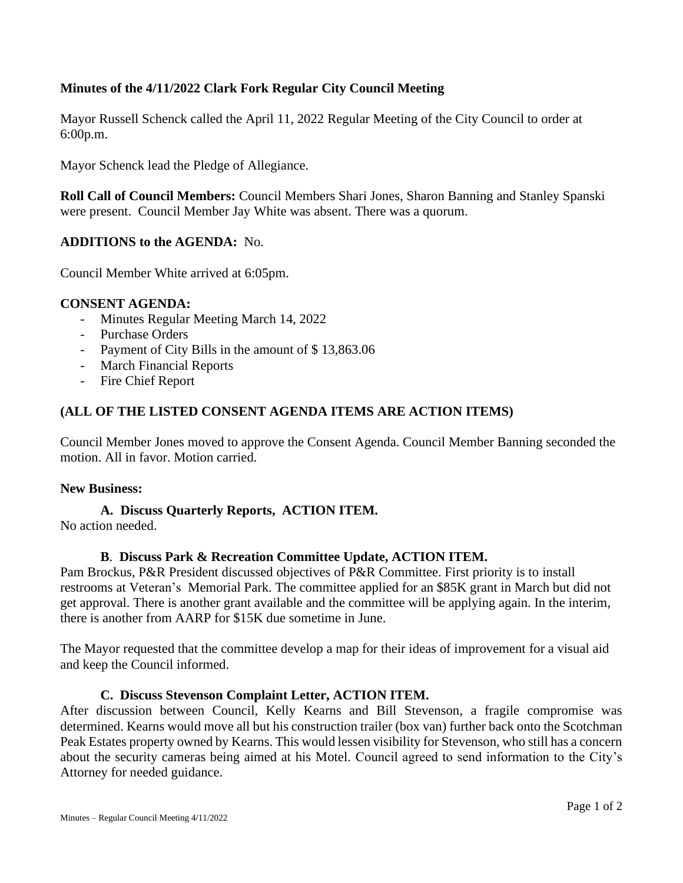**Minutes of the 4/11/2022 Clark Fork Regular City Council Meeting**

Mayor Russell Schenck called the April 11, 2022 Regular Meeting of the City Council to order at 6:00p.m.

Mayor Schenck lead the Pledge of Allegiance.

**Roll Call of Council Members:** Council Members Shari Jones, Sharon Banning and Stanley Spanski were present. Council Member Jay White was absent. There was a quorum.

**ADDITIONS to the AGENDA:** No.

Council Member White arrived at 6:05pm.

**CONSENT AGENDA:**

- Minutes Regular Meeting March 14, 2022
- Purchase Orders
- Payment of City Bills in the amount of $ 13,863.06
- March Financial Reports
- Fire Chief Report

**(ALL OF THE LISTED CONSENT AGENDA ITEMS ARE ACTION ITEMS)**

Council Member Jones moved to approve the Consent Agenda. Council Member Banning seconded the motion. All in favor. Motion carried.

**New Business:**

**A. Discuss Quarterly Reports, ACTION ITEM.**

No action needed.

**B. Discuss Park & Recreation Committee Update, ACTION ITEM.**

Pam Brockus, P&R President discussed objectives of P&R Committee. First priority is to install restrooms at Veteran's Memorial Park. The committee applied for an $85K grant in March but did not get approval. There is another grant available and the committee will be applying again. In the interim, there is another from AARP for $15K due sometime in June.

The Mayor requested that the committee develop a map for their ideas of improvement for a visual aid and keep the Council informed.

**C. Discuss Stevenson Complaint Letter, ACTION ITEM.**

After discussion between Council, Kelly Kearns and Bill Stevenson, a fragile compromise was determined. Kearns would move all but his construction trailer (box van) further back onto the Scotchman Peak Estates property owned by Kearns. This would lessen visibility for Stevenson, who still has a concern about the security cameras being aimed at his Motel. Council agreed to send information to the City's Attorney for needed guidance.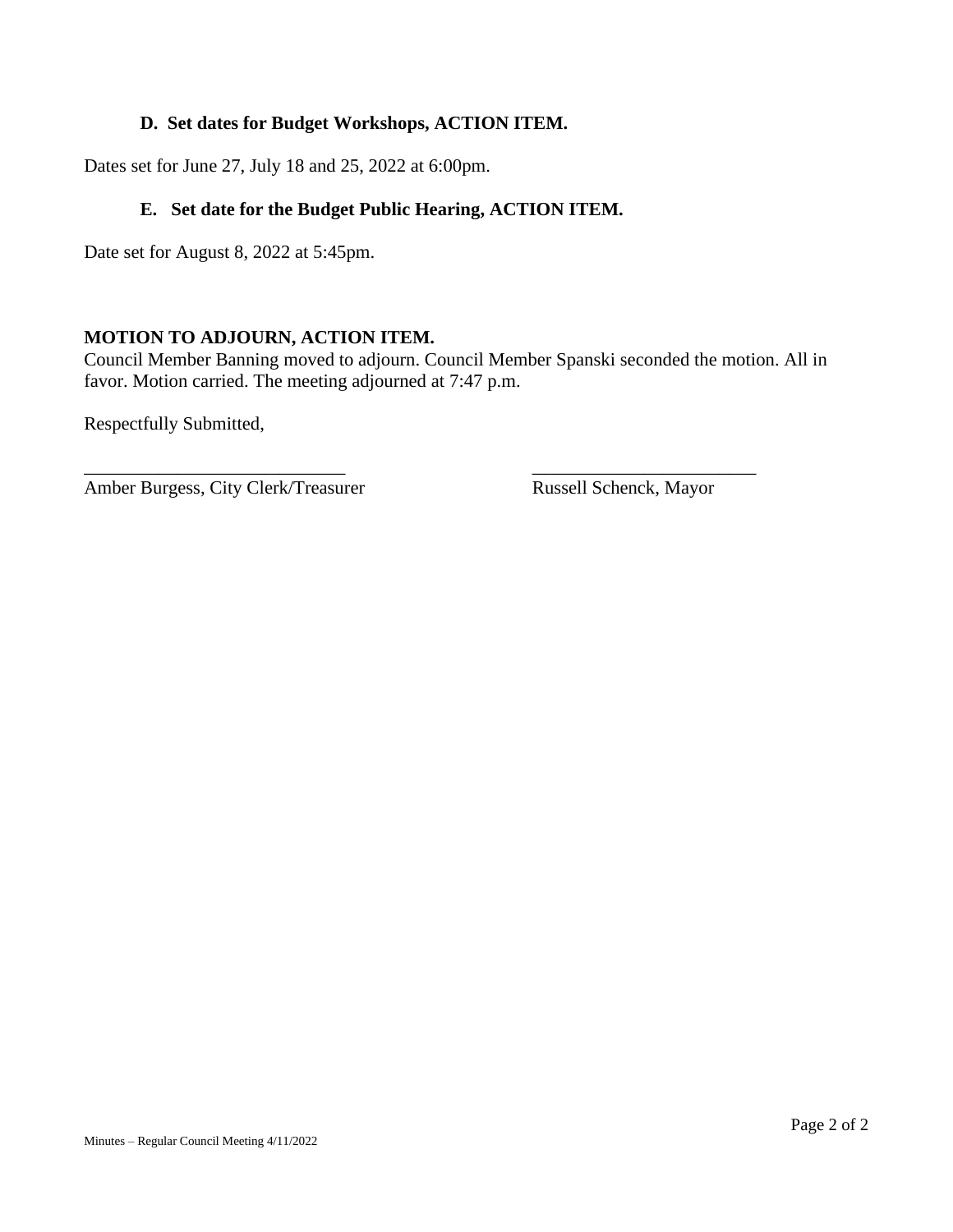**D. Set dates for Budget Workshops, ACTION ITEM.**

Dates set for June 27, July 18 and 25, 2022 at 6:00pm.

**E. Set date for the Budget Public Hearing, ACTION ITEM.**

Date set for August 8, 2022 at 5:45pm.

**MOTION TO ADJOURN, ACTION ITEM.**

Council Member Banning moved to adjourn. Council Member Spanski seconded the motion. All in favor. Motion carried. The meeting adjourned at 7:47 p.m.

Respectfully Submitted,

\_\_\_\_\_\_\_\_\_\_\_\_\_\_\_\_\_\_\_\_\_\_\_\_\_\_\_\_\_
Amber Burgess, City Clerk/Treasurer

\_\_\_\_\_\_\_\_\_\_\_\_\_\_\_\_\_\_\_\_\_\_\_\_\_
Russell Schenck, Mayor